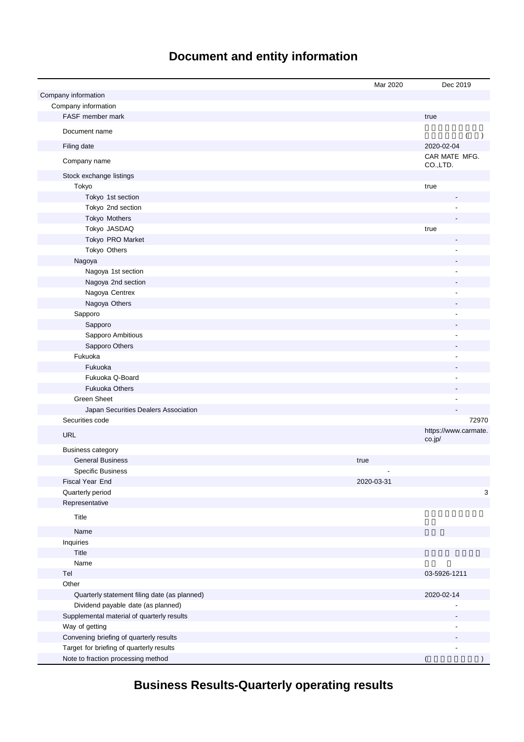# Document and entity information

| | Mar 2020 | Dec 2019 |
|---|---|---|
| Company information | | |
| Company information | | |
| FASF member mark | | true |
| Document name | | ( ) |
| Filing date | | 2020-02-04 |
| Company name | | CAR MATE MFG. CO.,LTD. |
| Stock exchange listings | | |
| Tokyo | | true |
| Tokyo 1st section | | - |
| Tokyo 2nd section | | - |
| Tokyo Mothers | | - |
| Tokyo JASDAQ | | true |
| Tokyo PRO Market | | - |
| Tokyo Others | | - |
| Nagoya | | - |
| Nagoya 1st section | | - |
| Nagoya 2nd section | | - |
| Nagoya Centrex | | - |
| Nagoya Others | | - |
| Sapporo | | - |
| Sapporo | | - |
| Sapporo Ambitious | | - |
| Sapporo Others | | - |
| Fukuoka | | - |
| Fukuoka | | - |
| Fukuoka Q-Board | | - |
| Fukuoka Others | | - |
| Green Sheet | | - |
| Japan Securities Dealers Association | | - |
| Securities code | | 72970 |
| URL | | https://www.carmate.co.jp/ |
| Business category | | |
| General Business | true | |
| Specific Business | - | |
| Fiscal Year End | 2020-03-31 | |
| Quarterly period | | 3 |
| Representative | | |
| Title | | |
| Name | | |
| Inquiries | | |
| Title | | |
| Name | | |
| Tel | | 03-5926-1211 |
| Other | | |
| Quarterly statement filing date (as planned) | | 2020-02-14 |
| Dividend payable date (as planned) | | - |
| Supplemental material of quarterly results | | - |
| Way of getting | | - |
| Convening briefing of quarterly results | | - |
| Target for briefing of quarterly results | | - |
| Note to fraction processing method | | ( ) |

# Business Results-Quarterly operating results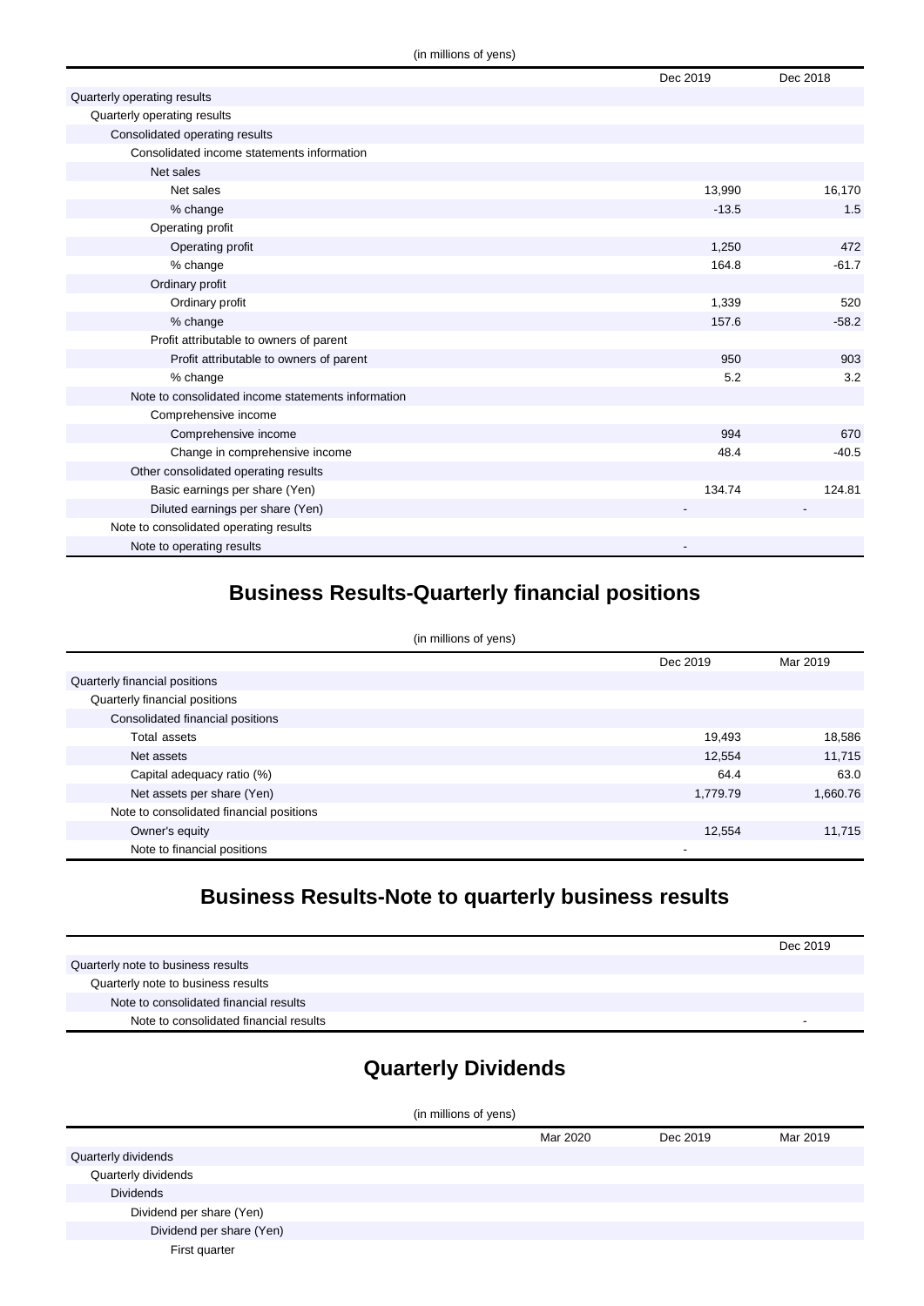(in millions of yens)

| | Dec 2019 | Dec 2018 |
|---|---|---|
| Quarterly operating results | | |
| Quarterly operating results | | |
| Consolidated operating results | | |
| Consolidated income statements information | | |
| Net sales | | |
| Net sales | 13,990 | 16,170 |
| % change | -13.5 | 1.5 |
| Operating profit | | |
| Operating profit | 1,250 | 472 |
| % change | 164.8 | -61.7 |
| Ordinary profit | | |
| Ordinary profit | 1,339 | 520 |
| % change | 157.6 | -58.2 |
| Profit attributable to owners of parent | | |
| Profit attributable to owners of parent | 950 | 903 |
| % change | 5.2 | 3.2 |
| Note to consolidated income statements information | | |
| Comprehensive income | | |
| Comprehensive income | 994 | 670 |
| Change in comprehensive income | 48.4 | -40.5 |
| Other consolidated operating results | | |
| Basic earnings per share (Yen) | 134.74 | 124.81 |
| Diluted earnings per share (Yen) | - | - |
| Note to consolidated operating results | | |
| Note to operating results | - | |

## Business Results-Quarterly financial positions

(in millions of yens)

| | Dec 2019 | Mar 2019 |
|---|---|---|
| Quarterly financial positions | | |
| Quarterly financial positions | | |
| Consolidated financial positions | | |
| Total assets | 19,493 | 18,586 |
| Net assets | 12,554 | 11,715 |
| Capital adequacy ratio (%) | 64.4 | 63.0 |
| Net assets per share (Yen) | 1,779.79 | 1,660.76 |
| Note to consolidated financial positions | | |
| Owner's equity | 12,554 | 11,715 |
| Note to financial positions | - | |

## Business Results-Note to quarterly business results

| | Dec 2019 |
|---|---|
| Quarterly note to business results | |
| Quarterly note to business results | |
| Note to consolidated financial results | |
| Note to consolidated financial results | - |

## Quarterly Dividends

(in millions of yens)

| | Mar 2020 | Dec 2019 | Mar 2019 |
|---|---|---|---|
| Quarterly dividends | | | |
| Quarterly dividends | | | |
| Dividends | | | |
| Dividend per share (Yen) | | | |
| Dividend per share (Yen) | | | |
| First quarter | | | |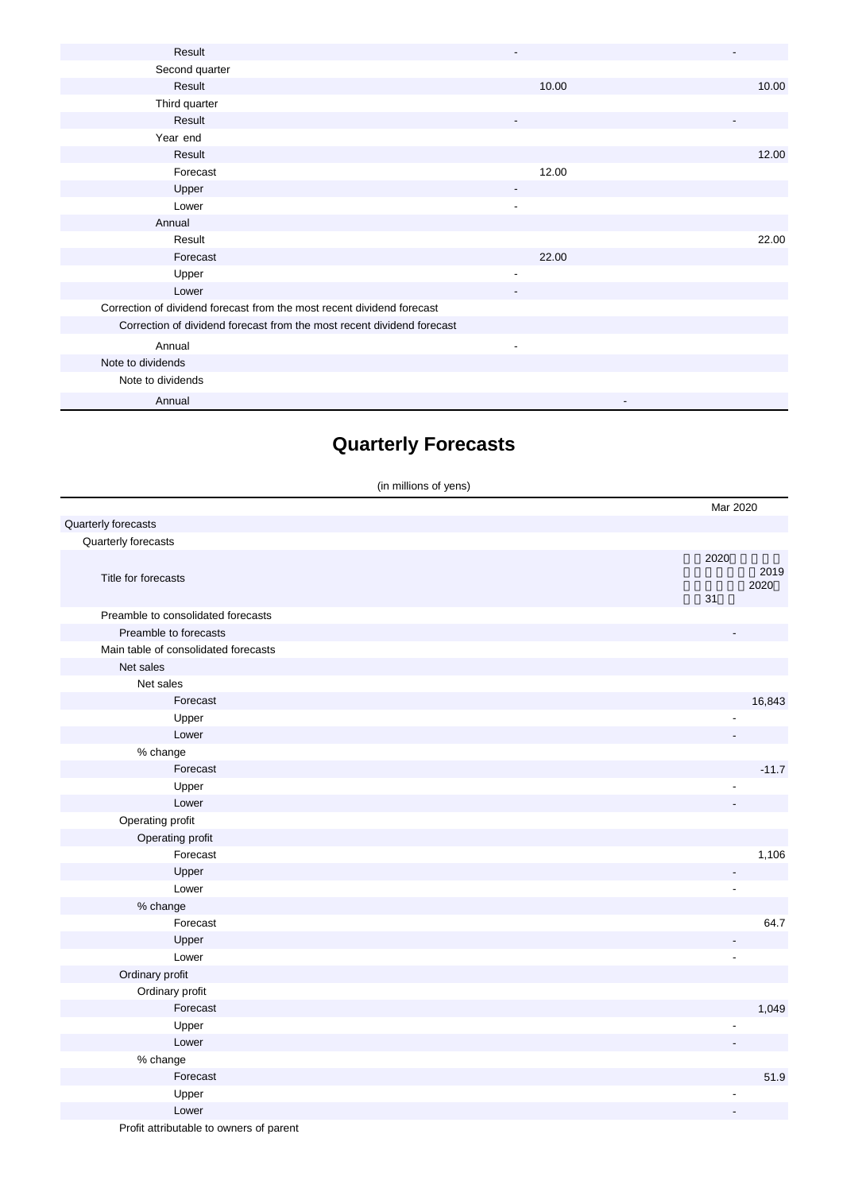| | | |
|---|---|---|
| Result | - | - |
| Second quarter | | |
| Result | 10.00 | 10.00 |
| Third quarter | | |
| Result | - | - |
| Year end | | |
| Result | | 12.00 |
| Forecast | 12.00 | |
| Upper | - | |
| Lower | - | |
| Annual | | |
| Result | | 22.00 |
| Forecast | 22.00 | |
| Upper | - | |
| Lower | - | |
| Correction of dividend forecast from the most recent dividend forecast | | |
| Correction of dividend forecast from the most recent dividend forecast | | |
| Annual | - | |
| Note to dividends | | |
| Note to dividends | | |
| Annual | - | |

# Quarterly Forecasts

(in millions of yens)

| | Mar 2020 |
|---|---|
| Quarterly forecasts | |
| Quarterly forecasts | |
| Title for forecasts | 2020 2019 2020 31 |
| Preamble to consolidated forecasts | |
| Preamble to forecasts | - |
| Main table of consolidated forecasts | |
| Net sales | |
| Net sales | |
| Forecast | 16,843 |
| Upper | - |
| Lower | - |
| % change | |
| Forecast | -11.7 |
| Upper | - |
| Lower | - |
| Operating profit | |
| Operating profit | |
| Forecast | 1,106 |
| Upper | - |
| Lower | - |
| % change | |
| Forecast | 64.7 |
| Upper | - |
| Lower | - |
| Ordinary profit | |
| Ordinary profit | |
| Forecast | 1,049 |
| Upper | - |
| Lower | - |
| % change | |
| Forecast | 51.9 |
| Upper | - |
| Lower | - |
| Profit attributable to owners of parent | |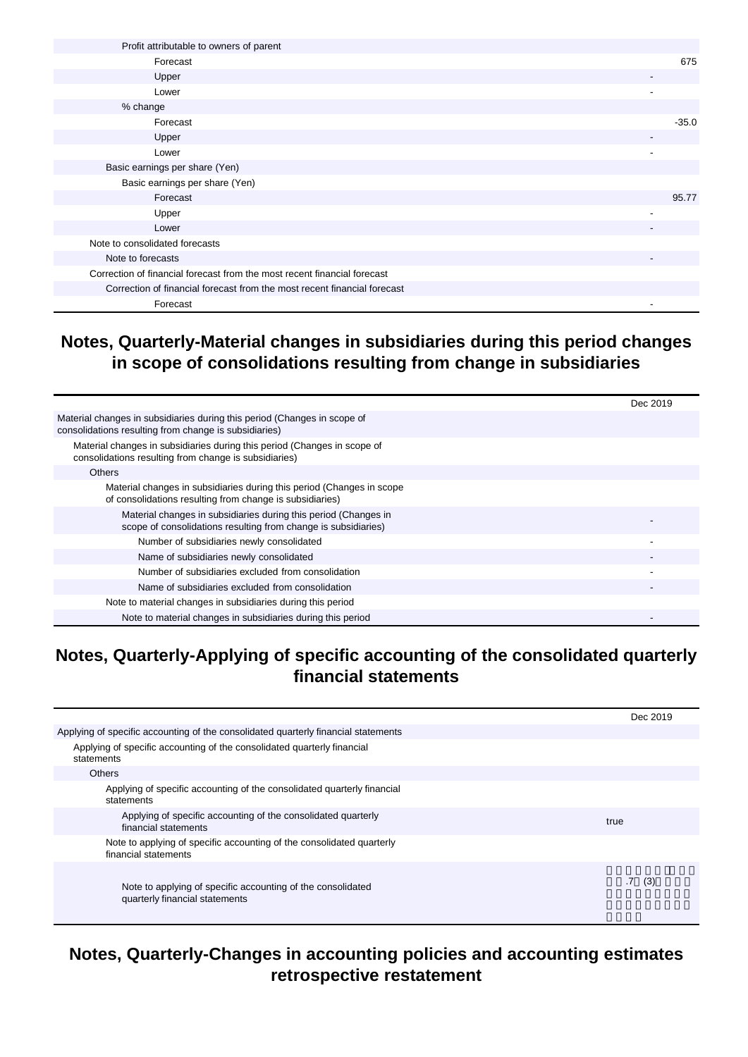| | |
|---|---|
| Profit attributable to owners of parent | |
| Forecast | 675 |
| Upper | - |
| Lower | - |
| % change | |
| Forecast | -35.0 |
| Upper | - |
| Lower | - |
| Basic earnings per share (Yen) | |
| Basic earnings per share (Yen) | |
| Forecast | 95.77 |
| Upper | - |
| Lower | - |
| Note to consolidated forecasts | |
| Note to forecasts | - |
| Correction of financial forecast from the most recent financial forecast | |
| Correction of financial forecast from the most recent financial forecast | |
| Forecast | - |

## Notes, Quarterly-Material changes in subsidiaries during this period changes in scope of consolidations resulting from change in subsidiaries

| | Dec 2019 |
|---|---|
| Material changes in subsidiaries during this period (Changes in scope of consolidations resulting from change is subsidiaries) | |
| Material changes in subsidiaries during this period (Changes in scope of consolidations resulting from change is subsidiaries) | |
| Others | |
| Material changes in subsidiaries during this period (Changes in scope of consolidations resulting from change is subsidiaries) | |
| Material changes in subsidiaries during this period (Changes in scope of consolidations resulting from change is subsidiaries) | - |
| Number of subsidiaries newly consolidated | - |
| Name of subsidiaries newly consolidated | - |
| Number of subsidiaries excluded from consolidation | - |
| Name of subsidiaries excluded from consolidation | - |
| Note to material changes in subsidiaries during this period | |
| Note to material changes in subsidiaries during this period | - |

## Notes, Quarterly-Applying of specific accounting of the consolidated quarterly financial statements

| | Dec 2019 |
|---|---|
| Applying of specific accounting of the consolidated quarterly financial statements | |
| Applying of specific accounting of the consolidated quarterly financial statements | |
| Others | |
| Applying of specific accounting of the consolidated quarterly financial statements | |
| Applying of specific accounting of the consolidated quarterly financial statements | true |
| Note to applying of specific accounting of the consolidated quarterly financial statements | |
| Note to applying of specific accounting of the consolidated quarterly financial statements | .7 (3) |

## Notes, Quarterly-Changes in accounting policies and accounting estimates retrospective restatement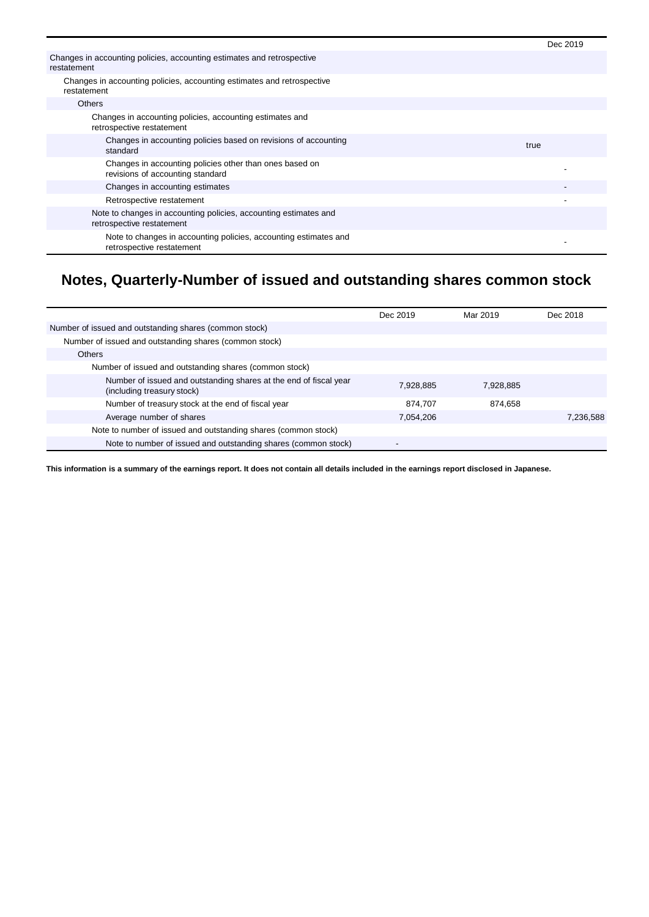| | Dec 2019 |
|---|---|
| Changes in accounting policies, accounting estimates and retrospective restatement | |
| Changes in accounting policies, accounting estimates and retrospective restatement | |
| Others | |
| Changes in accounting policies, accounting estimates and retrospective restatement | |
| Changes in accounting policies based on revisions of accounting standard | true |
| Changes in accounting policies other than ones based on revisions of accounting standard | - |
| Changes in accounting estimates | - |
| Retrospective restatement | - |
| Note to changes in accounting policies, accounting estimates and retrospective restatement | |
| Note to changes in accounting policies, accounting estimates and retrospective restatement | - |

## Notes, Quarterly-Number of issued and outstanding shares common stock

| | Dec 2019 | Mar 2019 | Dec 2018 |
|---|---|---|---|
| Number of issued and outstanding shares (common stock) | | | |
| Number of issued and outstanding shares (common stock) | | | |
| Others | | | |
| Number of issued and outstanding shares (common stock) | | | |
| Number of issued and outstanding shares at the end of fiscal year (including treasury stock) | 7,928,885 | 7,928,885 | |
| Number of treasury stock at the end of fiscal year | 874,707 | 874,658 | |
| Average number of shares | 7,054,206 | | 7,236,588 |
| Note to number of issued and outstanding shares (common stock) | | | |
| Note to number of issued and outstanding shares (common stock) | - | | |

**This information is a summary of the earnings report. It does not contain all details included in the earnings report disclosed in Japanese.**